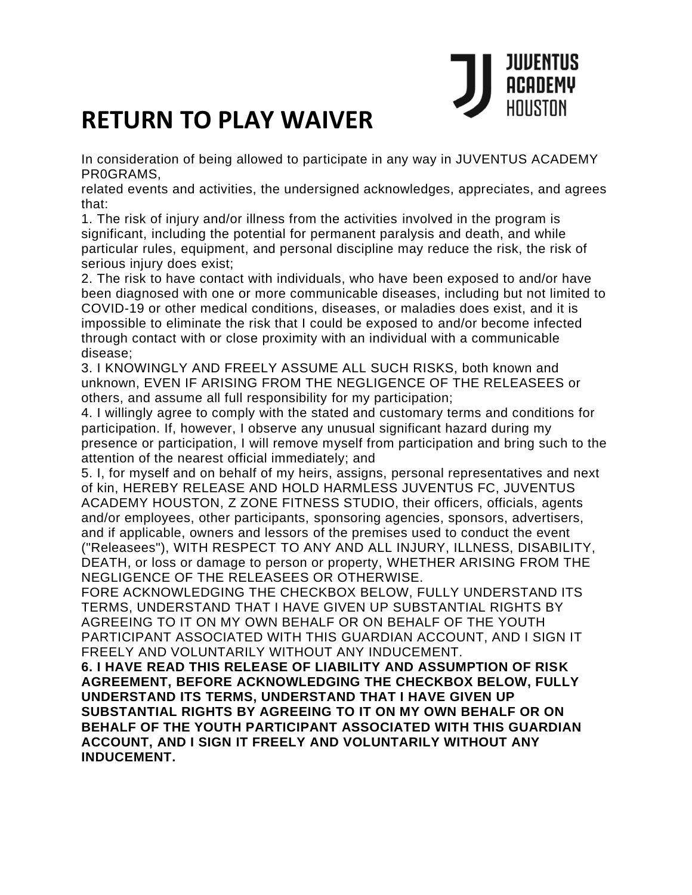JUVENTUS ACADEMY HOUSTON

# RETURN TO PLAY WAIVER

In consideration of being allowed to participate in any way in JUVENTUS ACADEMY PR0GRAMS,
related events and activities, the undersigned acknowledges, appreciates, and agrees that:

1. The risk of injury and/or illness from the activities involved in the program is significant, including the potential for permanent paralysis and death, and while particular rules, equipment, and personal discipline may reduce the risk, the risk of serious injury does exist;
2. The risk to have contact with individuals, who have been exposed to and/or have been diagnosed with one or more communicable diseases, including but not limited to COVID-19 or other medical conditions, diseases, or maladies does exist, and it is impossible to eliminate the risk that I could be exposed to and/or become infected through contact with or close proximity with an individual with a communicable disease;
3. I KNOWINGLY AND FREELY ASSUME ALL SUCH RISKS, both known and unknown, EVEN IF ARISING FROM THE NEGLIGENCE OF THE RELEASEES or others, and assume all full responsibility for my participation;
4. I willingly agree to comply with the stated and customary terms and conditions for participation. If, however, I observe any unusual significant hazard during my presence or participation, I will remove myself from participation and bring such to the attention of the nearest official immediately; and
5. I, for myself and on behalf of my heirs, assigns, personal representatives and next of kin, HEREBY RELEASE AND HOLD HARMLESS JUVENTUS FC, JUVENTUS ACADEMY HOUSTON, Z ZONE FITNESS STUDIO, their officers, officials, agents and/or employees, other participants, sponsoring agencies, sponsors, advertisers, and if applicable, owners and lessors of the premises used to conduct the event ("Releasees"), WITH RESPECT TO ANY AND ALL INJURY, ILLNESS, DISABILITY, DEATH, or loss or damage to person or property, WHETHER ARISING FROM THE NEGLIGENCE OF THE RELEASEES OR OTHERWISE.

FORE ACKNOWLEDGING THE CHECKBOX BELOW, FULLY UNDERSTAND ITS TERMS, UNDERSTAND THAT I HAVE GIVEN UP SUBSTANTIAL RIGHTS BY AGREEING TO IT ON MY OWN BEHALF OR ON BEHALF OF THE YOUTH PARTICIPANT ASSOCIATED WITH THIS GUARDIAN ACCOUNT, AND I SIGN IT FREELY AND VOLUNTARILY WITHOUT ANY INDUCEMENT.

**6. I HAVE READ THIS RELEASE OF LIABILITY AND ASSUMPTION OF RISK AGREEMENT, BEFORE ACKNOWLEDGING THE CHECKBOX BELOW, FULLY UNDERSTAND ITS TERMS, UNDERSTAND THAT I HAVE GIVEN UP SUBSTANTIAL RIGHTS BY AGREEING TO IT ON MY OWN BEHALF OR ON BEHALF OF THE YOUTH PARTICIPANT ASSOCIATED WITH THIS GUARDIAN ACCOUNT, AND I SIGN IT FREELY AND VOLUNTARILY WITHOUT ANY INDUCEMENT.**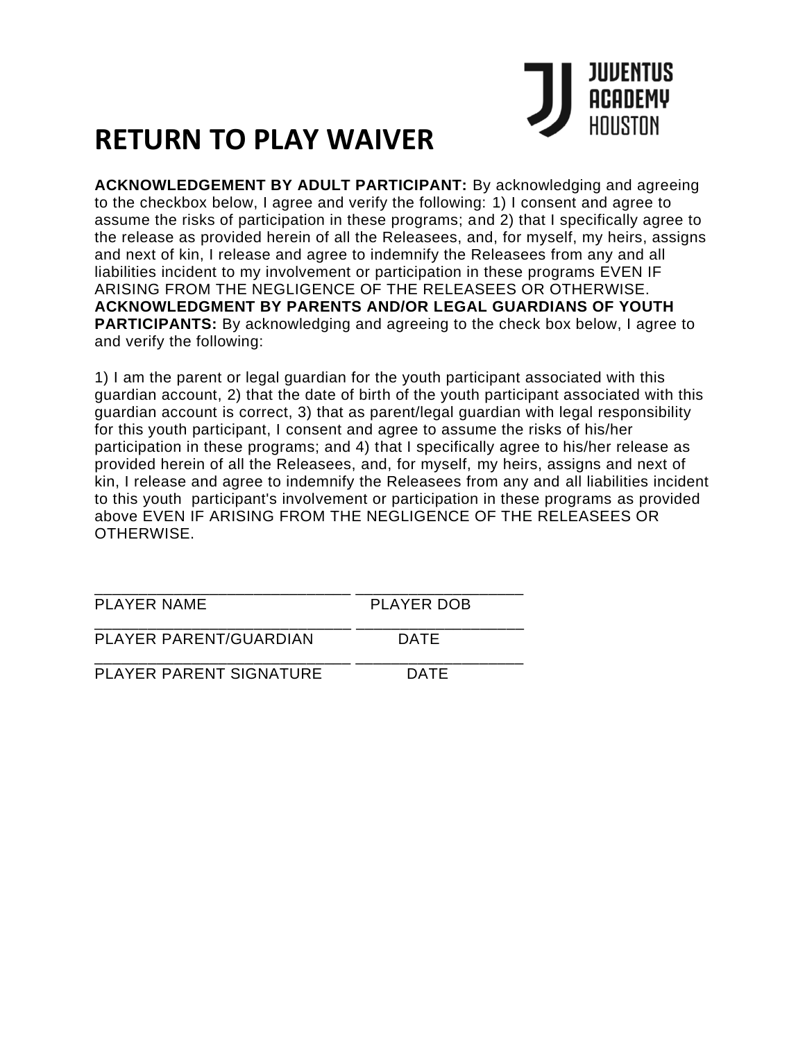JUVENTUS ACADEMY HOUSTON

# RETURN TO PLAY WAIVER

**ACKNOWLEDGEMENT BY ADULT PARTICIPANT:** By acknowledging and agreeing to the checkbox below, I agree and verify the following: 1) I consent and agree to assume the risks of participation in these programs; and 2) that I specifically agree to the release as provided herein of all the Releasees, and, for myself, my heirs, assigns and next of kin, I release and agree to indemnify the Releasees from any and all liabilities incident to my involvement or participation in these programs EVEN IF ARISING FROM THE NEGLIGENCE OF THE RELEASEES OR OTHERWISE.
**ACKNOWLEDGMENT BY PARENTS AND/OR LEGAL GUARDIANS OF YOUTH PARTICIPANTS:** By acknowledging and agreeing to the check box below, I agree to and verify the following:

1) I am the parent or legal guardian for the youth participant associated with this guardian account, 2) that the date of birth of the youth participant associated with this guardian account is correct, 3) that as parent/legal guardian with legal responsibility for this youth participant, I consent and agree to assume the risks of his/her participation in these programs; and 4) that I specifically agree to his/her release as provided herein of all the Releasees, and, for myself, my heirs, assigns and next of kin, I release and agree to indemnify the Releasees from any and all liabilities incident to this youth participant's involvement or participation in these programs as provided above EVEN IF ARISING FROM THE NEGLIGENCE OF THE RELEASEES OR OTHERWISE.

_____________________________ ___________________
PLAYER NAME PLAYER DOB

_____________________________ ___________________
PLAYER PARENT/GUARDIAN DATE

_____________________________ ___________________
PLAYER PARENT SIGNATURE DATE